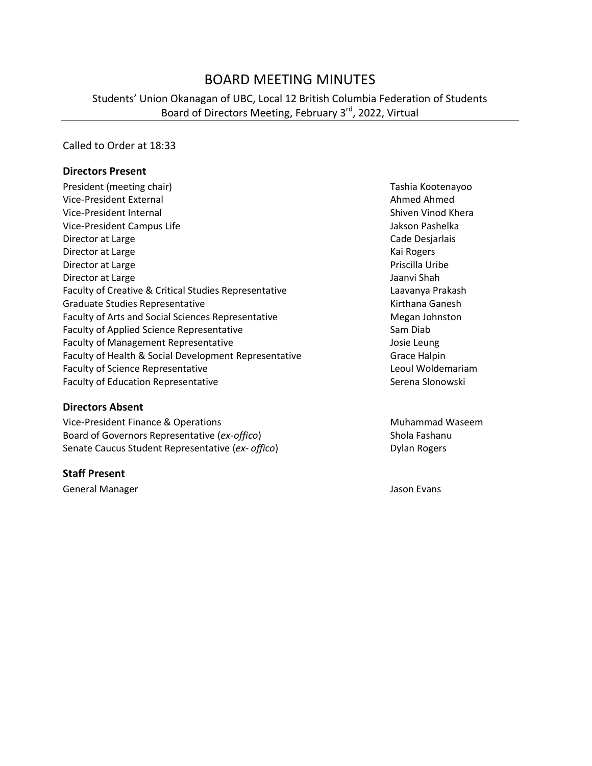# BOARD MEETING MINUTES

Students' Union Okanagan of UBC, Local 12 British Columbia Federation of Students
Board of Directors Meeting, February 3rd, 2022, Virtual

Called to Order at 18:33

**Directors Present**

| | |
|---|---|
| President (meeting chair) | Tashia Kootenayoo |
| Vice-President External | Ahmed Ahmed |
| Vice-President Internal | Shiven Vinod Khera |
| Vice-President Campus Life | Jakson Pashelka |
| Director at Large | Cade Desjarlais |
| Director at Large | Kai Rogers |
| Director at Large | Priscilla Uribe |
| Director at Large | Jaanvi Shah |
| Faculty of Creative & Critical Studies Representative | Laavanya Prakash |
| Graduate Studies Representative | Kirthana Ganesh |
| Faculty of Arts and Social Sciences Representative | Megan Johnston |
| Faculty of Applied Science Representative | Sam Diab |
| Faculty of Management Representative | Josie Leung |
| Faculty of Health & Social Development Representative | Grace Halpin |
| Faculty of Science Representative | Leoul Woldemariam |
| Faculty of Education Representative | Serena Slonowski |

**Directors Absent**

| | |
|---|---|
| Vice-President Finance & Operations | Muhammad Waseem |
| Board of Governors Representative (*ex-offico*) | Shola Fashanu |
| Senate Caucus Student Representative (*ex- offico*) | Dylan Rogers |

**Staff Present**

| | |
|---|---|
| General Manager | Jason Evans |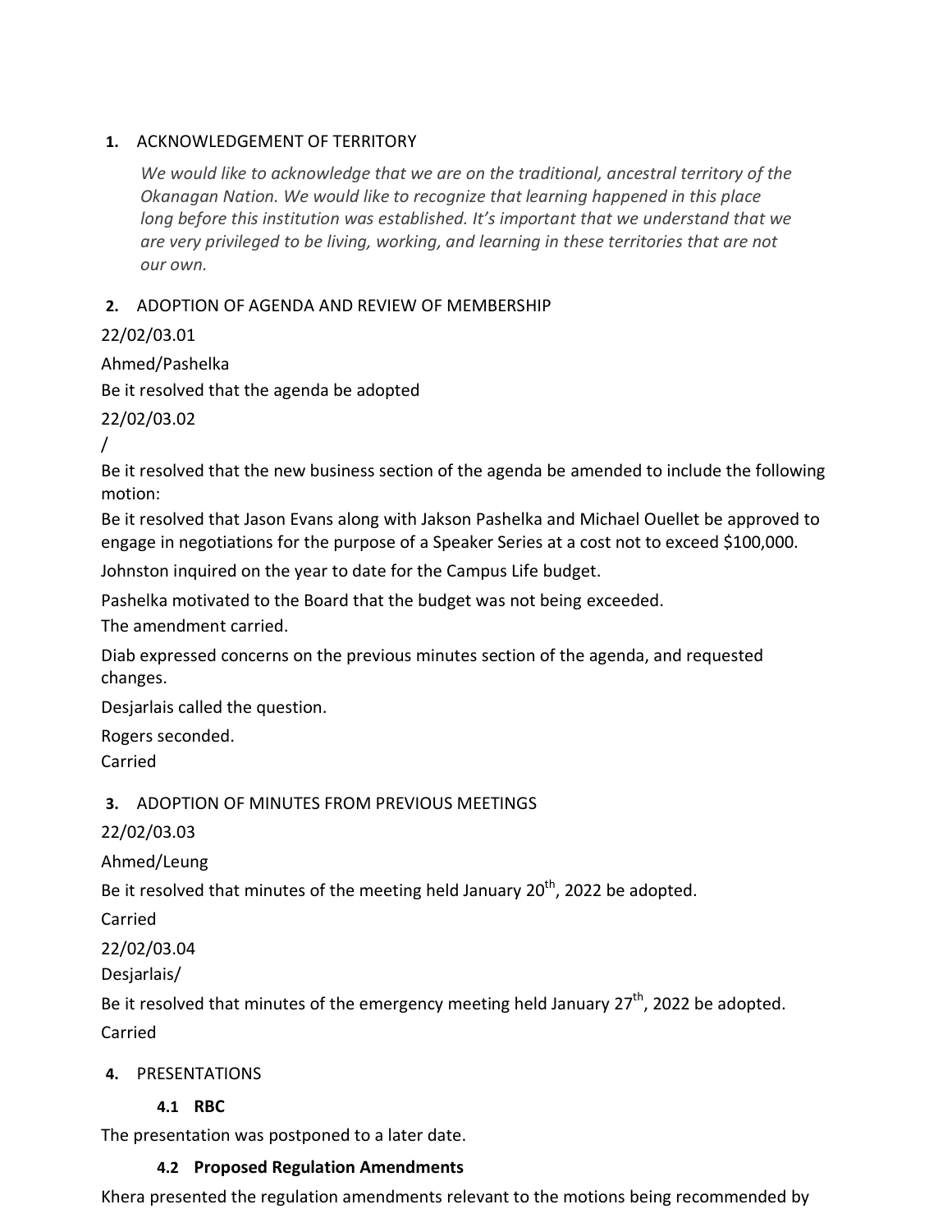## 1. ACKNOWLEDGEMENT OF TERRITORY

*We would like to acknowledge that we are on the traditional, ancestral territory of the Okanagan Nation. We would like to recognize that learning happened in this place long before this institution was established. It's important that we understand that we are very privileged to be living, working, and learning in these territories that are not our own.*

## 2. ADOPTION OF AGENDA AND REVIEW OF MEMBERSHIP

22/02/03.01

Ahmed/Pashelka

Be it resolved that the agenda be adopted

22/02/03.02

/

Be it resolved that the new business section of the agenda be amended to include the following motion:

Be it resolved that Jason Evans along with Jakson Pashelka and Michael Ouellet be approved to engage in negotiations for the purpose of a Speaker Series at a cost not to exceed $100,000.

Johnston inquired on the year to date for the Campus Life budget.

Pashelka motivated to the Board that the budget was not being exceeded.

The amendment carried.

Diab expressed concerns on the previous minutes section of the agenda, and requested changes.

Desjarlais called the question.

Rogers seconded.

Carried

## 3. ADOPTION OF MINUTES FROM PREVIOUS MEETINGS

22/02/03.03

Ahmed/Leung

Be it resolved that minutes of the meeting held January 20th, 2022 be adopted.

Carried

22/02/03.04

Desjarlais/

Be it resolved that minutes of the emergency meeting held January 27th, 2022 be adopted.

Carried

## 4. PRESENTATIONS

### 4.1 RBC

The presentation was postponed to a later date.

### 4.2 Proposed Regulation Amendments

Khera presented the regulation amendments relevant to the motions being recommended by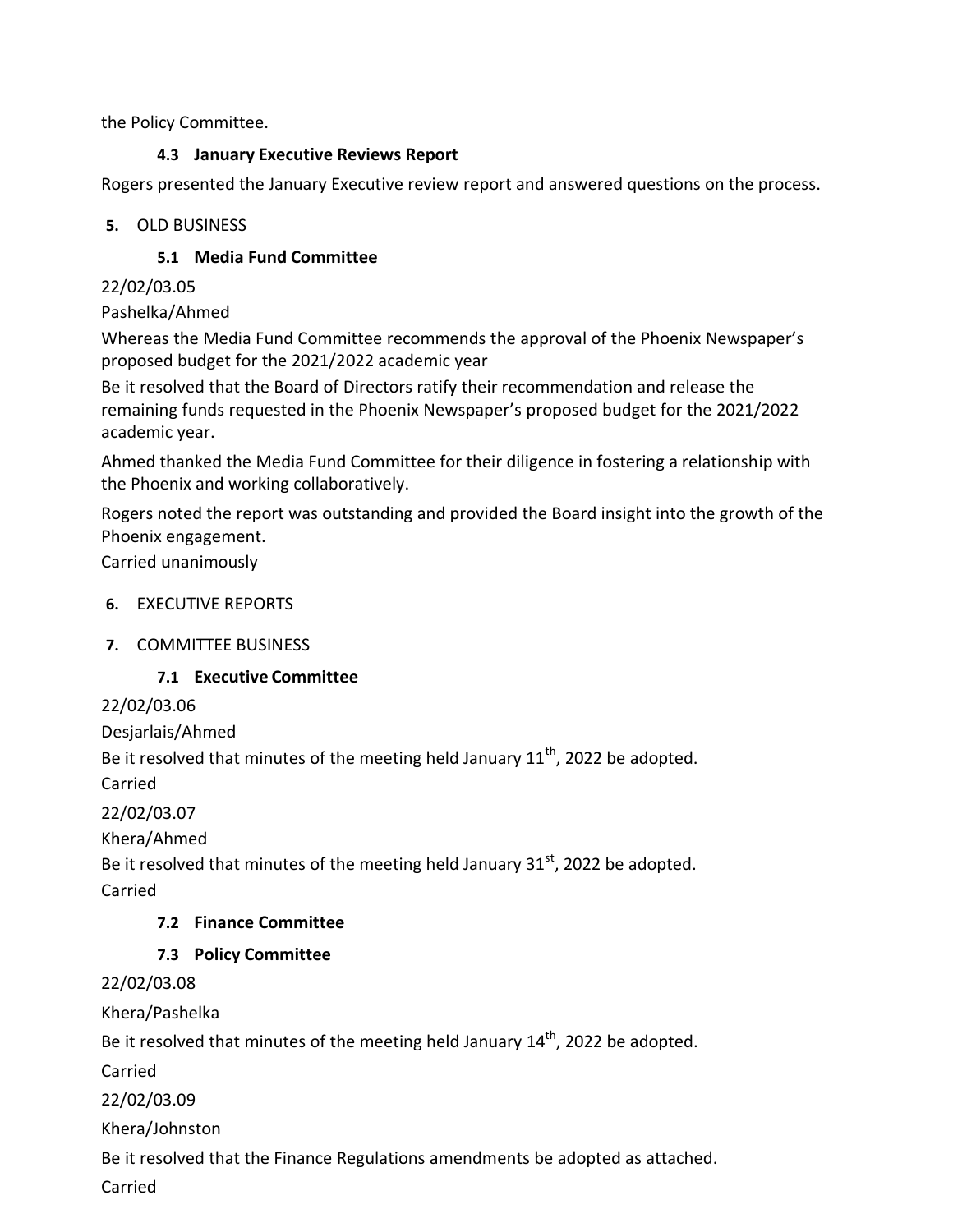the Policy Committee.

### 4.3 January Executive Reviews Report

Rogers presented the January Executive review report and answered questions on the process.

## 5. OLD BUSINESS

### 5.1 Media Fund Committee

22/02/03.05

Pashelka/Ahmed

Whereas the Media Fund Committee recommends the approval of the Phoenix Newspaper's proposed budget for the 2021/2022 academic year

Be it resolved that the Board of Directors ratify their recommendation and release the remaining funds requested in the Phoenix Newspaper's proposed budget for the 2021/2022 academic year.

Ahmed thanked the Media Fund Committee for their diligence in fostering a relationship with the Phoenix and working collaboratively.

Rogers noted the report was outstanding and provided the Board insight into the growth of the Phoenix engagement.

Carried unanimously

## 6. EXECUTIVE REPORTS

## 7. COMMITTEE BUSINESS

### 7.1 Executive Committee

22/02/03.06

Desjarlais/Ahmed

Be it resolved that minutes of the meeting held January 11th, 2022 be adopted.

Carried

22/02/03.07

Khera/Ahmed

Be it resolved that minutes of the meeting held January 31st, 2022 be adopted.

Carried

### 7.2 Finance Committee

### 7.3 Policy Committee

22/02/03.08

Khera/Pashelka

Be it resolved that minutes of the meeting held January 14th, 2022 be adopted.

Carried

22/02/03.09

Khera/Johnston

Be it resolved that the Finance Regulations amendments be adopted as attached.

Carried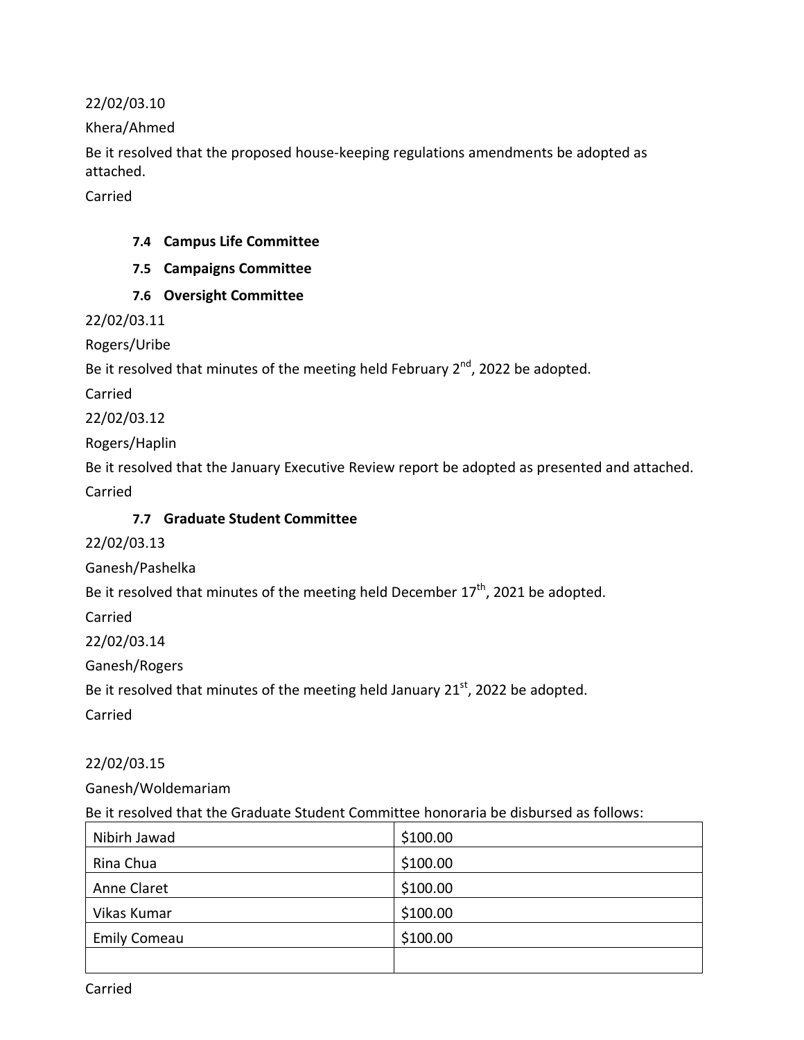22/02/03.10

Khera/Ahmed

Be it resolved that the proposed house-keeping regulations amendments be adopted as attached.

Carried

### 7.4 Campus Life Committee

### 7.5 Campaigns Committee

### 7.6 Oversight Committee

22/02/03.11

Rogers/Uribe

Be it resolved that minutes of the meeting held February 2nd, 2022 be adopted.

Carried

22/02/03.12

Rogers/Haplin

Be it resolved that the January Executive Review report be adopted as presented and attached.

Carried

### 7.7 Graduate Student Committee

22/02/03.13

Ganesh/Pashelka

Be it resolved that minutes of the meeting held December 17th, 2021 be adopted.

Carried

22/02/03.14

Ganesh/Rogers

Be it resolved that minutes of the meeting held January 21st, 2022 be adopted.

Carried

22/02/03.15

Ganesh/Woldemariam

Be it resolved that the Graduate Student Committee honoraria be disbursed as follows:

| | |
|---|---|
| Nibirh Jawad | $100.00 |
| Rina Chua | $100.00 |
| Anne Claret | $100.00 |
| Vikas Kumar | $100.00 |
| Emily Comeau | $100.00 |
| | |

Carried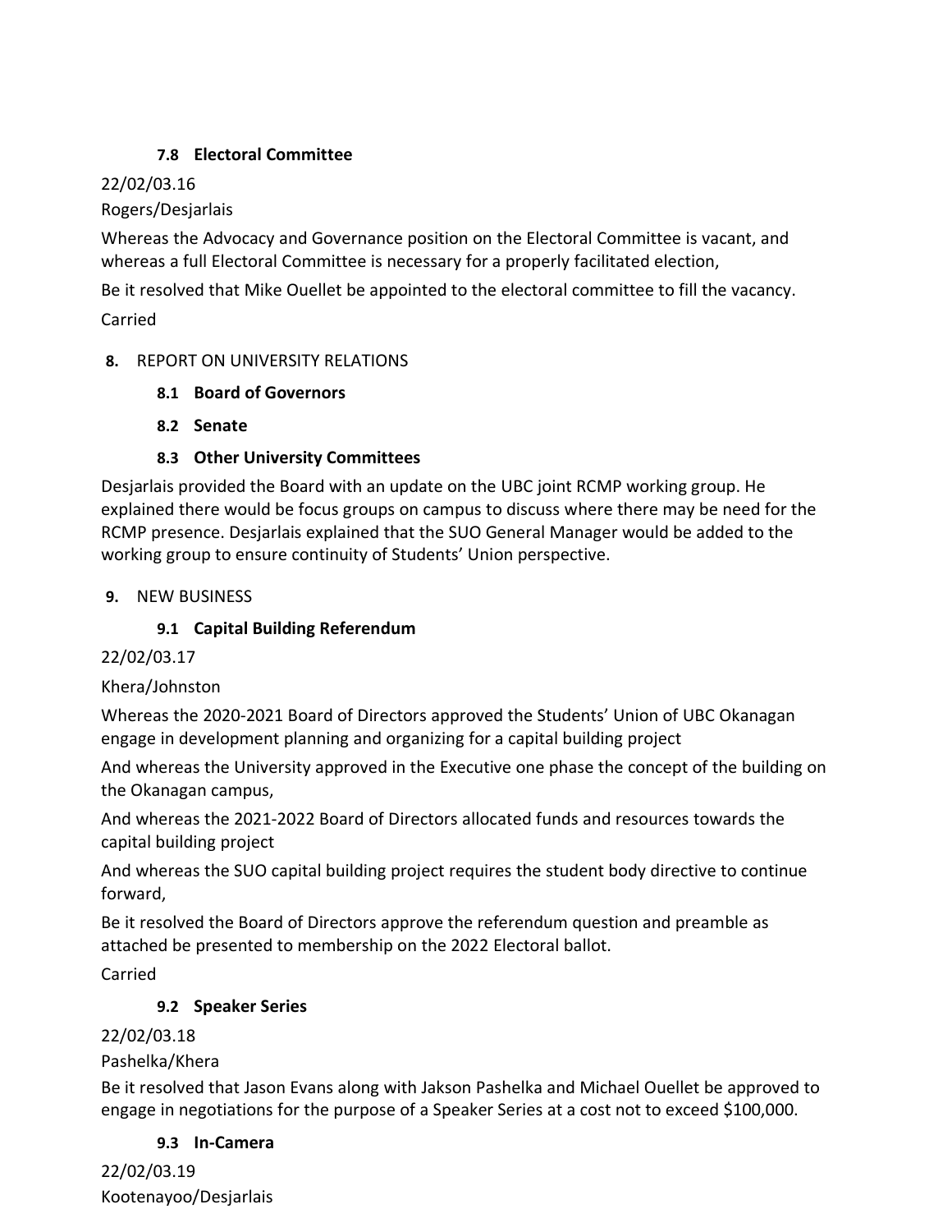### 7.8 Electoral Committee

22/02/03.16

Rogers/Desjarlais

Whereas the Advocacy and Governance position on the Electoral Committee is vacant, and whereas a full Electoral Committee is necessary for a properly facilitated election,

Be it resolved that Mike Ouellet be appointed to the electoral committee to fill the vacancy.

Carried

## 8. REPORT ON UNIVERSITY RELATIONS

### 8.1 Board of Governors

### 8.2 Senate

### 8.3 Other University Committees

Desjarlais provided the Board with an update on the UBC joint RCMP working group. He explained there would be focus groups on campus to discuss where there may be need for the RCMP presence. Desjarlais explained that the SUO General Manager would be added to the working group to ensure continuity of Students' Union perspective.

## 9. NEW BUSINESS

### 9.1 Capital Building Referendum

22/02/03.17

Khera/Johnston

Whereas the 2020-2021 Board of Directors approved the Students' Union of UBC Okanagan engage in development planning and organizing for a capital building project

And whereas the University approved in the Executive one phase the concept of the building on the Okanagan campus,

And whereas the 2021-2022 Board of Directors allocated funds and resources towards the capital building project

And whereas the SUO capital building project requires the student body directive to continue forward,

Be it resolved the Board of Directors approve the referendum question and preamble as attached be presented to membership on the 2022 Electoral ballot.

Carried

### 9.2 Speaker Series

22/02/03.18

Pashelka/Khera

Be it resolved that Jason Evans along with Jakson Pashelka and Michael Ouellet be approved to engage in negotiations for the purpose of a Speaker Series at a cost not to exceed $100,000.

### 9.3 In-Camera

22/02/03.19

Kootenayoo/Desjarlais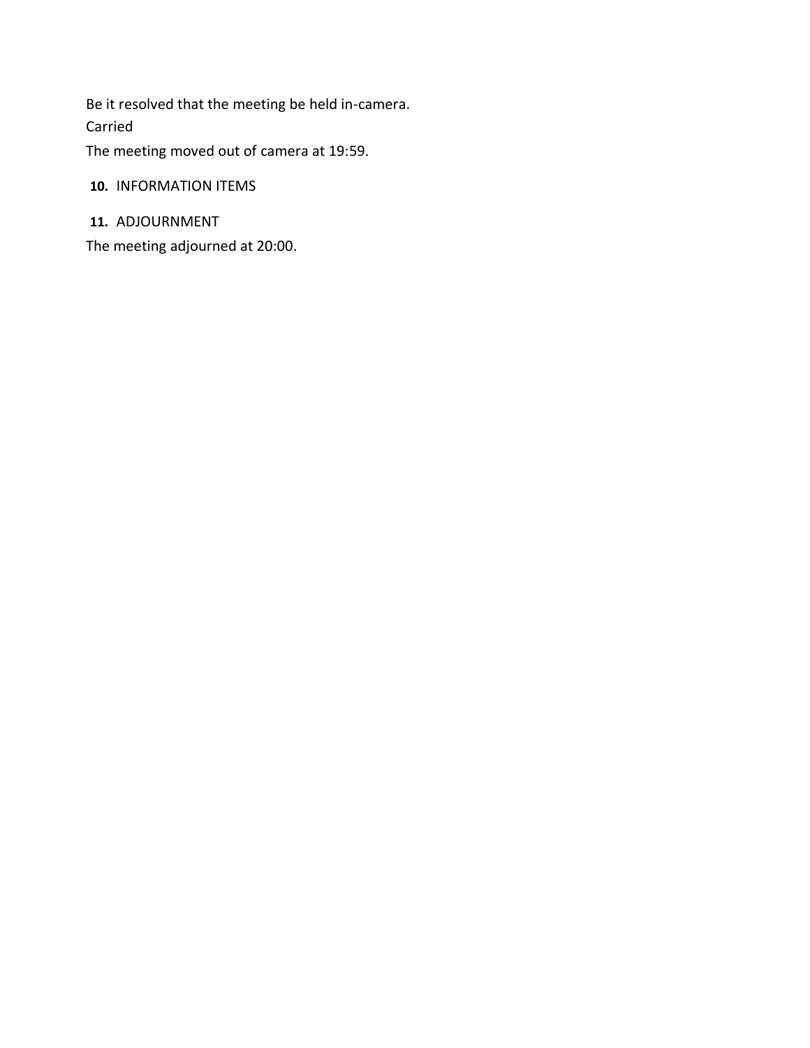Be it resolved that the meeting be held in-camera.

Carried

The meeting moved out of camera at 19:59.

**10.** INFORMATION ITEMS

**11.** ADJOURNMENT

The meeting adjourned at 20:00.